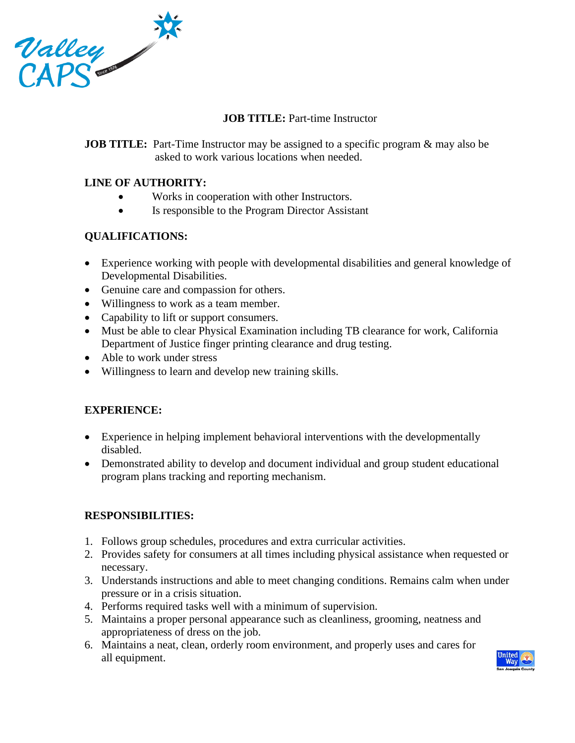Valley CAPS Since 1976

**JOB TITLE:** Part-time Instructor

**JOB TITLE:** Part-Time Instructor may be assigned to a specific program & may also be asked to work various locations when needed.

**LINE OF AUTHORITY:**

- Works in cooperation with other Instructors.
- Is responsible to the Program Director Assistant

**QUALIFICATIONS:**

- Experience working with people with developmental disabilities and general knowledge of Developmental Disabilities.
- Genuine care and compassion for others.
- Willingness to work as a team member.
- Capability to lift or support consumers.
- Must be able to clear Physical Examination including TB clearance for work, California Department of Justice finger printing clearance and drug testing.
- Able to work under stress
- Willingness to learn and develop new training skills.

**EXPERIENCE:**

- Experience in helping implement behavioral interventions with the developmentally disabled.
- Demonstrated ability to develop and document individual and group student educational program plans tracking and reporting mechanism.

**RESPONSIBILITIES:**

1. Follows group schedules, procedures and extra curricular activities.
2. Provides safety for consumers at all times including physical assistance when requested or necessary.
3. Understands instructions and able to meet changing conditions. Remains calm when under pressure or in a crisis situation.
4. Performs required tasks well with a minimum of supervision.
5. Maintains a proper personal appearance such as cleanliness, grooming, neatness and appropriateness of dress on the job.
6. Maintains a neat, clean, orderly room environment, and properly uses and cares for all equipment.

United Way San Joaquin County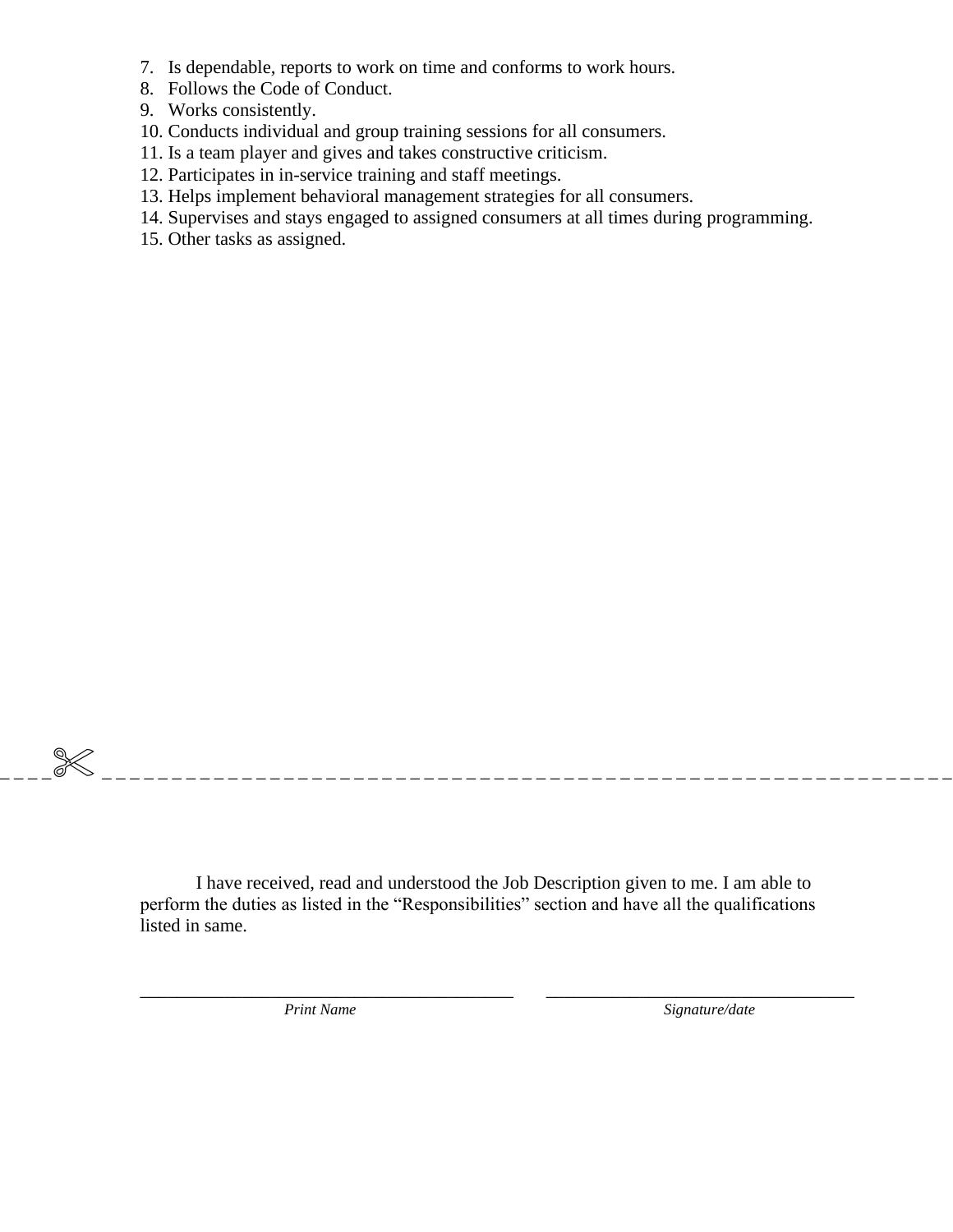7. Is dependable, reports to work on time and conforms to work hours.
8. Follows the Code of Conduct.
9. Works consistently.
10. Conducts individual and group training sessions for all consumers.
11. Is a team player and gives and takes constructive criticism.
12. Participates in in-service training and staff meetings.
13. Helps implement behavioral management strategies for all consumers.
14. Supervises and stays engaged to assigned consumers at all times during programming.
15. Other tasks as assigned.

- - - -✂ - - - - - - - - - - - - - - - - - - - - - - - - - - - - - - - - - - - - - - - - - - - - - - - - - - - - - - - - - - - - -

I have received, read and understood the Job Description given to me. I am able to perform the duties as listed in the "Responsibilities" section and have all the qualifications listed in same.

| | |
|---|---|
| ______________________________ | ______________________________ |
| *Print Name* | *Signature/date* |